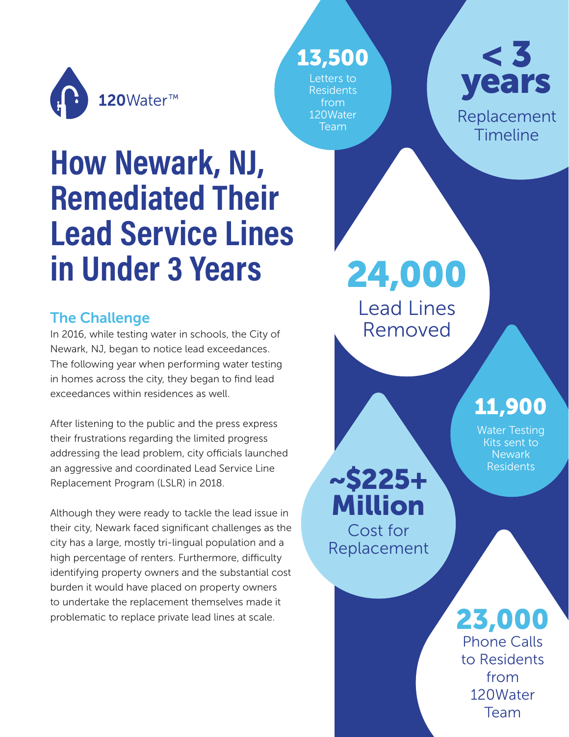120Water™

# How Newark, NJ, Remediated Their Lead Service Lines in Under 3 Years

## The Challenge

In 2016, while testing water in schools, the City of Newark, NJ, began to notice lead exceedances. The following year when performing water testing in homes across the city, they began to find lead exceedances within residences as well.

After listening to the public and the press express their frustrations regarding the limited progress addressing the lead problem, city officials launched an aggressive and coordinated Lead Service Line Replacement Program (LSLR) in 2018.

Although they were ready to tackle the lead issue in their city, Newark faced significant challenges as the city has a large, mostly tri-lingual population and a high percentage of renters. Furthermore, difficulty identifying property owners and the substantial cost burden it would have placed on property owners to undertake the replacement themselves made it problematic to replace private lead lines at scale.

**13,500**
Letters to Residents from 120Water Team

**< 3 years**
Replacement Timeline

**24,000**
Lead Lines Removed

**11,900**
Water Testing Kits sent to Newark Residents

**~$225+ Million**
Cost for Replacement

**23,000**
Phone Calls to Residents from 120Water Team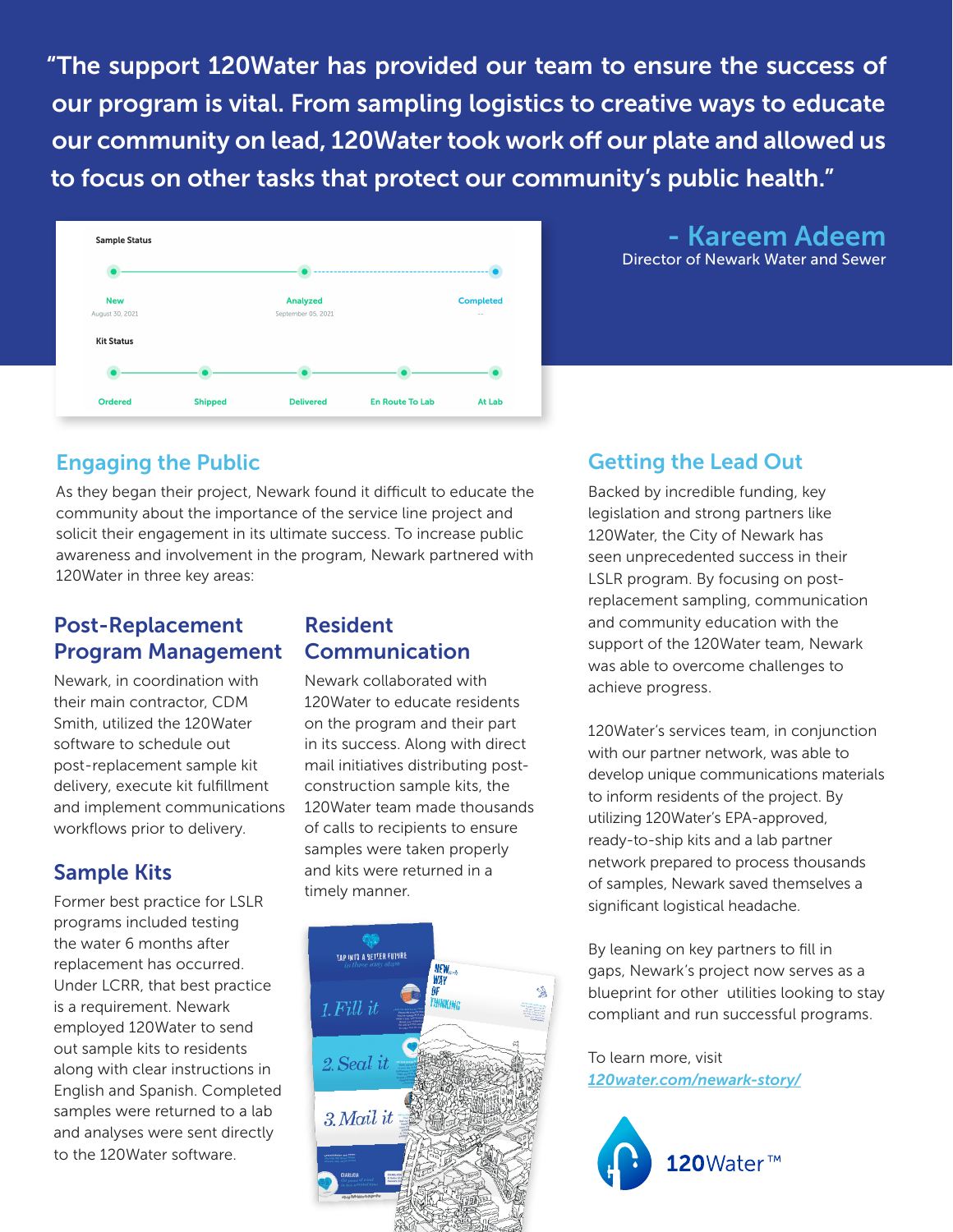"The support 120Water has provided our team to ensure the success of our program is vital. From sampling logistics to creative ways to educate our community on lead, 120Water took work off our plate and allowed us to focus on other tasks that protect our community's public health."

**- Kareem Adeem**
Director of Newark Water and Sewer

Sample Status

New
August 30, 2021

Analyzed
September 05, 2021

Completed
--

Kit Status

Ordered

Shipped

Delivered

En Route To Lab

At Lab

## Engaging the Public

As they began their project, Newark found it difficult to educate the community about the importance of the service line project and solicit their engagement in its ultimate success. To increase public awareness and involvement in the program, Newark partnered with 120Water in three key areas:

### Post-Replacement Program Management

Newark, in coordination with their main contractor, CDM Smith, utilized the 120Water software to schedule out post-replacement sample kit delivery, execute kit fulfillment and implement communications workflows prior to delivery.

### Sample Kits

Former best practice for LSLR programs included testing the water 6 months after replacement has occurred. Under LCRR, that best practice is a requirement. Newark employed 120Water to send out sample kits to residents along with clear instructions in English and Spanish. Completed samples were returned to a lab and analyses were sent directly to the 120Water software.

### Resident Communication

Newark collaborated with 120Water to educate residents on the program and their part in its success. Along with direct mail initiatives distributing post-construction sample kits, the 120Water team made thousands of calls to recipients to ensure samples were taken properly and kits were returned in a timely manner.

TAP INTO A BETTER FUTURE in three easy steps

1. Fill it

2. Seal it

3. Mail it

NEW WAY OF THINKING

## Getting the Lead Out

Backed by incredible funding, key legislation and strong partners like 120Water, the City of Newark has seen unprecedented success in their LSLR program. By focusing on post-replacement sampling, communication and community education with the support of the 120Water team, Newark was able to overcome challenges to achieve progress.

120Water's services team, in conjunction with our partner network, was able to develop unique communications materials to inform residents of the project. By utilizing 120Water's EPA-approved, ready-to-ship kits and a lab partner network prepared to process thousands of samples, Newark saved themselves a significant logistical headache.

By leaning on key partners to fill in gaps, Newark's project now serves as a blueprint for other utilities looking to stay compliant and run successful programs.

To learn more, visit
*120water.com/newark-story/*

120Water™